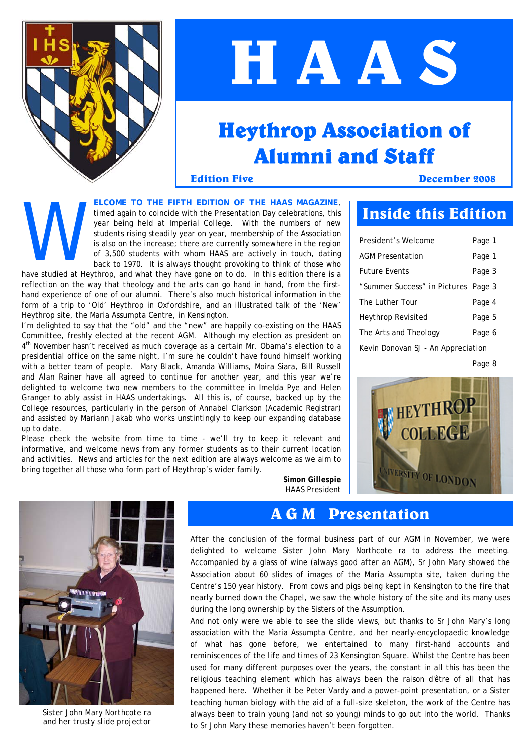# HAAS

## Heythrop Association of Alumni and Staff

**Edition Five** **December 2008**

**WELCOME TO THE FIFTH EDITION OF THE HAAS MAGAZINE**, timed again to coincide with the Presentation Day celebrations, this year being held at Imperial College. With the numbers of new students rising steadily year on year, membership of the Association is also on the increase; there are currently somewhere in the region of 3,500 students with whom HAAS are actively in touch, dating back to 1970. It is always thought provoking to think of those who have studied at Heythrop, and what they have gone on to do. In this edition there is a reflection on the way that theology and the arts can go hand in hand, from the first-hand experience of one of our alumni. There's also much historical information in the form of a trip to 'Old' Heythrop in Oxfordshire, and an illustrated talk of the 'New' Heythrop site, the Maria Assumpta Centre, in Kensington.

I'm delighted to say that the "old" and the "new" are happily co-existing on the HAAS Committee, freshly elected at the recent AGM. Although my election as president on 4th November hasn't received as much coverage as a certain Mr. Obama's election to a presidential office on the same night, I'm sure he couldn't have found himself working with a better team of people. Mary Black, Amanda Williams, Moira Siara, Bill Russell and Alan Rainer have all agreed to continue for another year, and this year we're delighted to welcome two new members to the committee in Imelda Pye and Helen Granger to ably assist in HAAS undertakings. All this is, of course, backed up by the College resources, particularly in the person of Annabel Clarkson (Academic Registrar) and assisted by Mariann Jakab who works unstintingly to keep our expanding database up to date.

Please check the website from time to time - we'll try to keep it relevant and informative, and welcome news from any former students as to their current location and activities. News and articles for the next edition are always welcome as we aim to bring together all those who form part of Heythrop's wider family.

**Simon Gillespie**
HAAS President

## Inside this Edition

| | |
|---|---|
| President's Welcome | Page 1 |
| AGM Presentation | Page 1 |
| Future Events | Page 3 |
| "Summer Success" in Pictures | Page 3 |
| The Luther Tour | Page 4 |
| Heythrop Revisited | Page 5 |
| The Arts and Theology | Page 6 |
| Kevin Donovan SJ - An Appreciation | Page 8 |

## A G M Presentation

After the conclusion of the formal business part of our AGM in November, we were delighted to welcome Sister John Mary Northcote ra to address the meeting. Accompanied by a glass of wine (always good after an AGM), Sr John Mary showed the Association about 60 slides of images of the Maria Assumpta site, taken during the Centre's 150 year history. From cows and pigs being kept in Kensington to the fire that nearly burned down the Chapel, we saw the whole history of the site and its many uses during the long ownership by the Sisters of the Assumption.

And not only were we able to see the slide views, but thanks to Sr John Mary's long association with the Maria Assumpta Centre, and her nearly-encyclopaedic knowledge of what has gone before, we entertained to many first-hand accounts and reminiscences of the life and times of 23 Kensington Square. Whilst the Centre has been used for many different purposes over the years, the constant in all this has been the religious teaching element which has always been the raison d'être of all that has happened here. Whether it be Peter Vardy and a power-point presentation, or a Sister teaching human biology with the aid of a full-size skeleton, the work of the Centre has always been to train young (and not so young) minds to go out into the world. Thanks to Sr John Mary these memories haven't been forgotten.

Sister John Mary Northcote ra and her trusty slide projector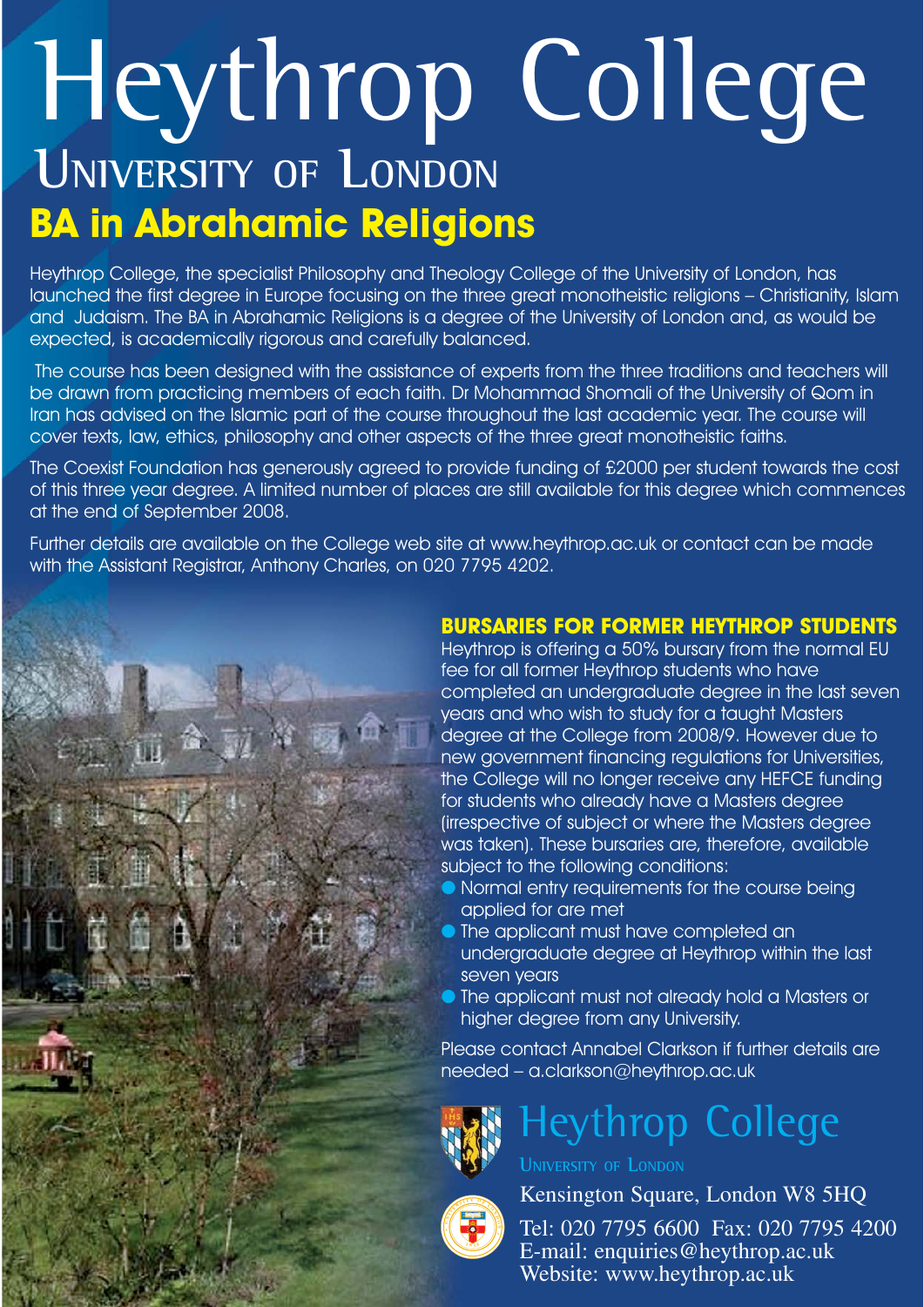# Heythrop College

## University of London

## BA in Abrahamic Religions

Heythrop College, the specialist Philosophy and Theology College of the University of London, has launched the first degree in Europe focusing on the three great monotheistic religions – Christianity, Islam and Judaism. The BA in Abrahamic Religions is a degree of the University of London and, as would be expected, is academically rigorous and carefully balanced.

The course has been designed with the assistance of experts from the three traditions and teachers will be drawn from practicing members of each faith. Dr Mohammad Shomali of the University of Qom in Iran has advised on the Islamic part of the course throughout the last academic year. The course will cover texts, law, ethics, philosophy and other aspects of the three great monotheistic faiths.

The Coexist Foundation has generously agreed to provide funding of £2000 per student towards the cost of this three year degree. A limited number of places are still available for this degree which commences at the end of September 2008.

Further details are available on the College web site at www.heythrop.ac.uk or contact can be made with the Assistant Registrar, Anthony Charles, on 020 7795 4202.

### BURSARIES FOR FORMER HEYTHROP STUDENTS

Heythrop is offering a 50% bursary from the normal EU fee for all former Heythrop students who have completed an undergraduate degree in the last seven years and who wish to study for a taught Masters degree at the College from 2008/9. However due to new government financing regulations for Universities, the College will no longer receive any HEFCE funding for students who already have a Masters degree (irrespective of subject or where the Masters degree was taken). These bursaries are, therefore, available subject to the following conditions:

- Normal entry requirements for the course being applied for are met
- The applicant must have completed an undergraduate degree at Heythrop within the last seven years
- The applicant must not already hold a Masters or higher degree from any University.

Please contact Annabel Clarkson if further details are needed – a.clarkson@heythrop.ac.uk

**Heythrop College**
University of London
Kensington Square, London W8 5HQ
Tel: 020 7795 6600 Fax: 020 7795 4200
E-mail: enquiries@heythrop.ac.uk
Website: www.heythrop.ac.uk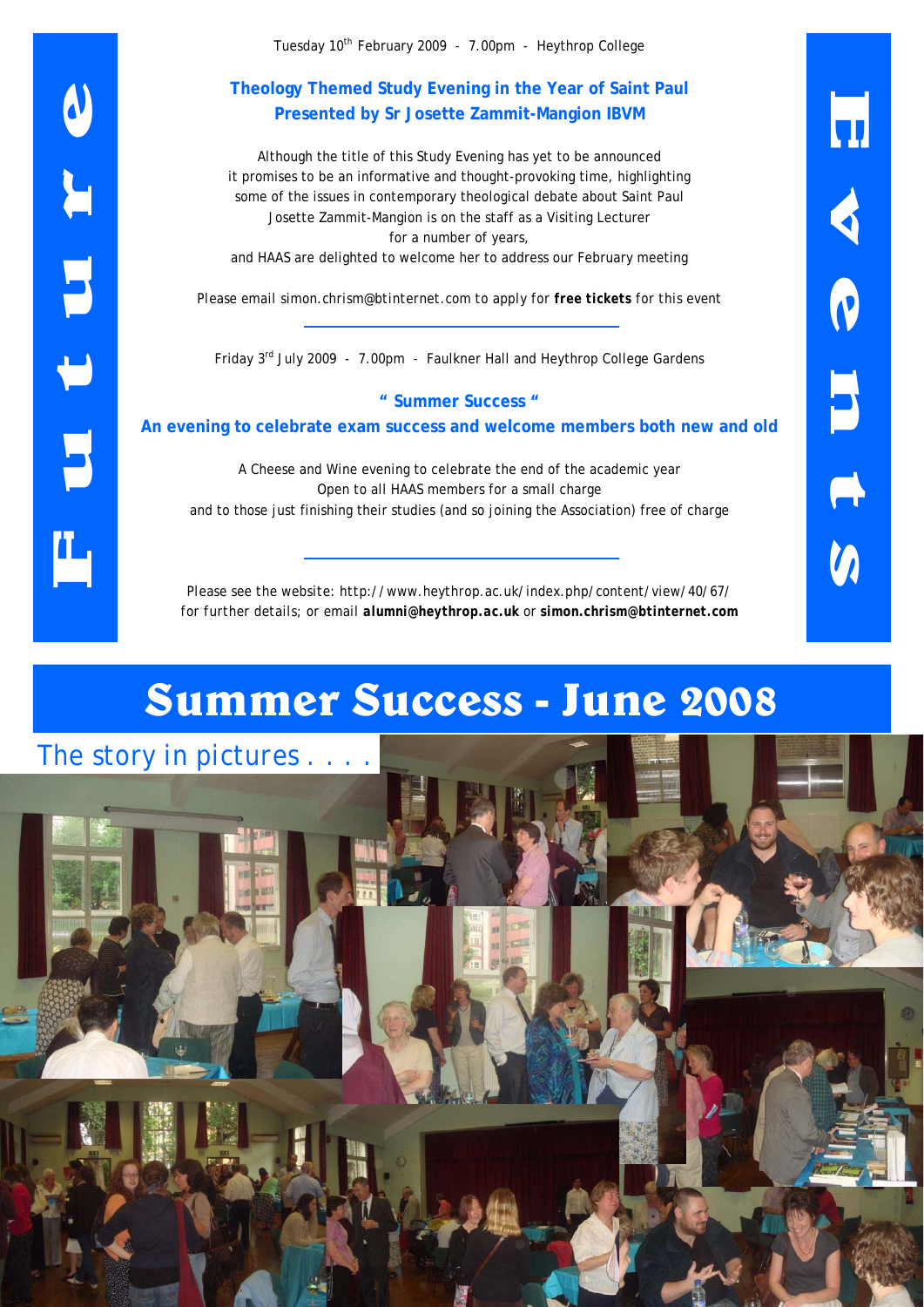# Future Events

Tuesday 10th February 2009 - 7.00pm - Heythrop College

**Theology Themed Study Evening in the Year of Saint Paul**
**Presented by Sr Josette Zammit-Mangion IBVM**

Although the title of this Study Evening has yet to be announced
it promises to be an informative and thought-provoking time, highlighting
some of the issues in contemporary theological debate about Saint Paul
Josette Zammit-Mangion is on the staff as a Visiting Lecturer
for a number of years,
and HAAS are delighted to welcome her to address our February meeting

Please email simon.chrism@btinternet.com to apply for **free tickets** for this event

---

Friday 3rd July 2009 - 7.00pm - Faulkner Hall and Heythrop College Gardens

**" Summer Success "**
**An evening to celebrate exam success and welcome members both new and old**

A Cheese and Wine evening to celebrate the end of the academic year
Open to all HAAS members for a small charge
and to those just finishing their studies (and so joining the Association) free of charge

---

Please see the website: http://www.heythrop.ac.uk/index.php/content/view/40/67/
for further details; or email **alumni@heythrop.ac.uk** or **simon.chrism@btinternet.com**

# Summer Success - June 2008

The story in pictures . . . .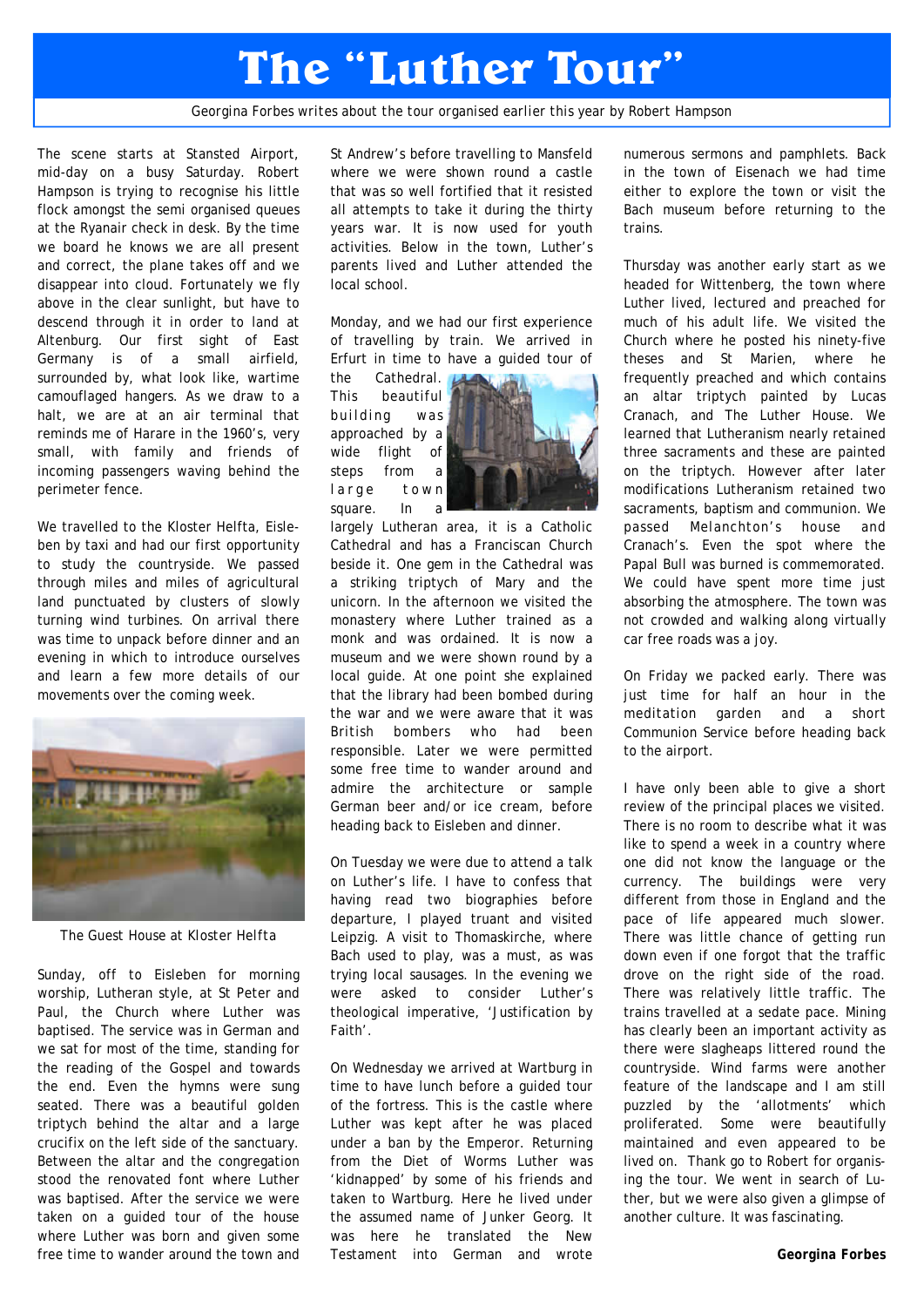# The "Luther Tour"

Georgina Forbes writes about the tour organised earlier this year by Robert Hampson

The scene starts at Stansted Airport, mid-day on a busy Saturday. Robert Hampson is trying to recognise his little flock amongst the semi organised queues at the Ryanair check in desk. By the time we board he knows we are all present and correct, the plane takes off and we disappear into cloud. Fortunately we fly above in the clear sunlight, but have to descend through it in order to land at Altenburg. Our first sight of East Germany is of a small airfield, surrounded by, what look like, wartime camouflaged hangers. As we draw to a halt, we are at an air terminal that reminds me of Harare in the 1960's, very small, with family and friends of incoming passengers waving behind the perimeter fence.

We travelled to the Kloster Helfta, Eisleben by taxi and had our first opportunity to study the countryside. We passed through miles and miles of agricultural land punctuated by clusters of slowly turning wind turbines. On arrival there was time to unpack before dinner and an evening in which to introduce ourselves and learn a few more details of our movements over the coming week.

The Guest House at Kloster Helfta

Sunday, off to Eisleben for morning worship, Lutheran style, at St Peter and Paul, the Church where Luther was baptised. The service was in German and we sat for most of the time, standing for the reading of the Gospel and towards the end. Even the hymns were sung seated. There was a beautiful golden triptych behind the altar and a large crucifix on the left side of the sanctuary. Between the altar and the congregation stood the renovated font where Luther was baptised. After the service we were taken on a guided tour of the house where Luther was born and given some free time to wander around the town and St Andrew's before travelling to Mansfeld where we were shown round a castle that was so well fortified that it resisted all attempts to take it during the thirty years war. It is now used for youth activities. Below in the town, Luther's parents lived and Luther attended the local school.

Monday, and we had our first experience of travelling by train. We arrived in Erfurt in time to have a guided tour of the Cathedral. This beautiful building was approached by a wide flight of steps from a large town square. In a largely Lutheran area, it is a Catholic Cathedral and has a Franciscan Church beside it. One gem in the Cathedral was a striking triptych of Mary and the unicorn. In the afternoon we visited the monastery where Luther trained as a monk and was ordained. It is now a museum and we were shown round by a local guide. At one point she explained that the library had been bombed during the war and we were aware that it was British bombers who had been responsible. Later we were permitted some free time to wander around and admire the architecture or sample German beer and/or ice cream, before heading back to Eisleben and dinner.

On Tuesday we were due to attend a talk on Luther's life. I have to confess that having read two biographies before departure, I played truant and visited Leipzig. A visit to Thomaskirche, where Bach used to play, was a must, as was trying local sausages. In the evening we were asked to consider Luther's theological imperative, 'Justification by Faith'.

On Wednesday we arrived at Wartburg in time to have lunch before a guided tour of the fortress. This is the castle where Luther was kept after he was placed under a ban by the Emperor. Returning from the Diet of Worms Luther was 'kidnapped' by some of his friends and taken to Wartburg. Here he lived under the assumed name of Junker Georg. It was here he translated the New Testament into German and wrote numerous sermons and pamphlets. Back in the town of Eisenach we had time either to explore the town or visit the Bach museum before returning to the trains.

Thursday was another early start as we headed for Wittenberg, the town where Luther lived, lectured and preached for much of his adult life. We visited the Church where he posted his ninety-five theses and St Marien, where he frequently preached and which contains an altar triptych painted by Lucas Cranach, and The Luther House. We learned that Lutheranism nearly retained three sacraments and these are painted on the triptych. However after later modifications Lutheranism retained two sacraments, baptism and communion. We passed Melanchton's house and Cranach's. Even the spot where the Papal Bull was burned is commemorated. We could have spent more time just absorbing the atmosphere. The town was not crowded and walking along virtually car free roads was a joy.

On Friday we packed early. There was just time for half an hour in the meditation garden and a short Communion Service before heading back to the airport.

I have only been able to give a short review of the principal places we visited. There is no room to describe what it was like to spend a week in a country where one did not know the language or the currency. The buildings were very different from those in England and the pace of life appeared much slower. There was little chance of getting run down even if one forgot that the traffic drove on the right side of the road. There was relatively little traffic. The trains travelled at a sedate pace. Mining has clearly been an important activity as there were slagheaps littered round the countryside. Wind farms were another feature of the landscape and I am still puzzled by the 'allotments' which proliferated. Some were beautifully maintained and even appeared to be lived on. Thank go to Robert for organising the tour. We went in search of Luther, but we were also given a glimpse of another culture. It was fascinating.

**Georgina Forbes**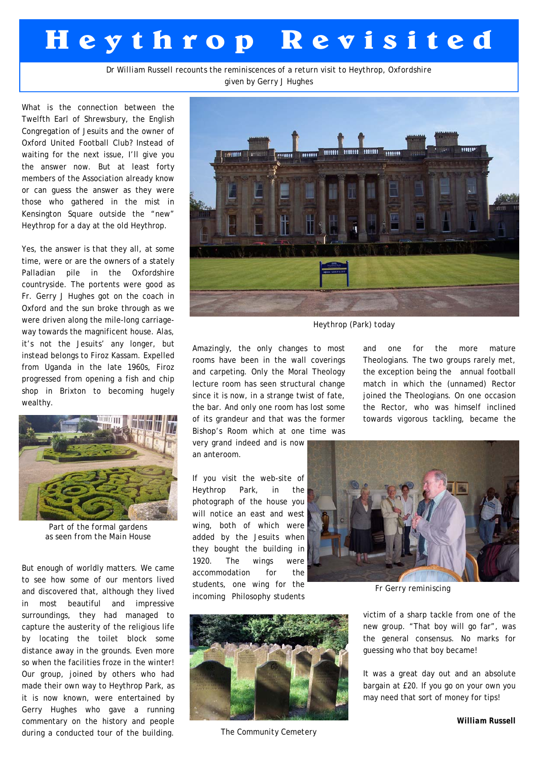# Heythrop Revisited

Dr William Russell recounts the reminiscences of a return visit to Heythrop, Oxfordshire given by Gerry J Hughes

What is the connection between the Twelfth Earl of Shrewsbury, the English Congregation of Jesuits and the owner of Oxford United Football Club? Instead of waiting for the next issue, I'll give you the answer now. But at least forty members of the Association already know or can guess the answer as they were those who gathered in the mist in Kensington Square outside the "new" Heythrop for a day at the old Heythrop.

Yes, the answer is that they all, at some time, were or are the owners of a stately Palladian pile in the Oxfordshire countryside. The portents were good as Fr. Gerry J Hughes got on the coach in Oxford and the sun broke through as we were driven along the mile-long carriage-way towards the magnificent house. Alas, it's not the Jesuits' any longer, but instead belongs to Firoz Kassam. Expelled from Uganda in the late 1960s, Firoz progressed from opening a fish and chip shop in Brixton to becoming hugely wealthy.

Part of the formal gardens as seen from the Main House

But enough of worldly matters. We came to see how some of our mentors lived and discovered that, although they lived in most beautiful and impressive surroundings, they had managed to capture the austerity of the religious life by locating the toilet block some distance away in the grounds. Even more so when the facilities froze in the winter! Our group, joined by others who had made their own way to Heythrop Park, as it is now known, were entertained by Gerry Hughes who gave a running commentary on the history and people during a conducted tour of the building.

Heythrop (Park) today

Amazingly, the only changes to most rooms have been in the wall coverings and carpeting. Only the Moral Theology lecture room has seen structural change since it is now, in a strange twist of fate, the bar. And only one room has lost some of its grandeur and that was the former Bishop's Room which at one time was very grand indeed and is now an anteroom.

If you visit the web-site of Heythrop Park, in the photograph of the house you will notice an east and west wing, both of which were added by the Jesuits when they bought the building in 1920. The wings were accommodation for the students, one wing for the incoming Philosophy students and one for the more mature Theologians. The two groups rarely met, the exception being the annual football match in which the (unnamed) Rector joined the Theologians. On one occasion the Rector, who was himself inclined towards vigorous tackling, became the victim of a sharp tackle from one of the new group. "That boy will go far", was the general consensus. No marks for guessing who that boy became!

Fr Gerry reminiscing

The Community Cemetery

It was a great day out and an absolute bargain at £20. If you go on your own you may need that sort of money for tips!

***William Russell***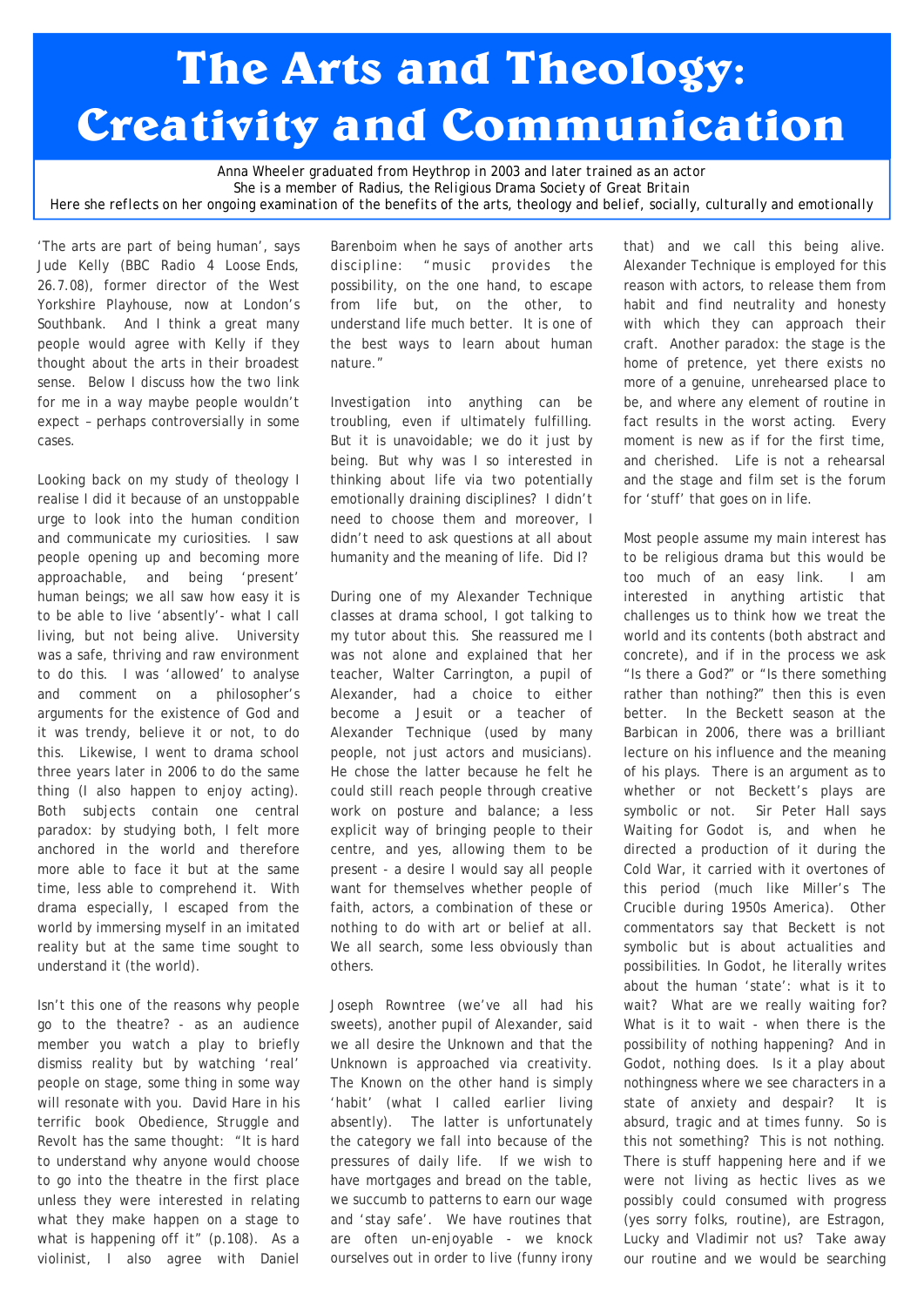# The Arts and Theology: Creativity and Communication

Anna Wheeler graduated from Heythrop in 2003 and later trained as an actor
She is a member of Radius, the Religious Drama Society of Great Britain
Here she reflects on her ongoing examination of the benefits of the arts, theology and belief, socially, culturally and emotionally

'The arts are part of being human', says Jude Kelly (BBC Radio 4 Loose Ends, 26.7.08), former director of the West Yorkshire Playhouse, now at London's Southbank. And I think a great many people would agree with Kelly if they thought about the arts in their broadest sense. Below I discuss how the two link for me in a way maybe people wouldn't expect – perhaps controversially in some cases.

Looking back on my study of theology I realise I did it because of an unstoppable urge to look into the human condition and communicate my curiosities. I saw people opening up and becoming more approachable, and being 'present' human beings; we all saw how easy it is to be able to live 'absently'- what I call living, but not being alive. University was a safe, thriving and raw environment to do this. I was 'allowed' to analyse and comment on a philosopher's arguments for the existence of God and it was trendy, believe it or not, to do this. Likewise, I went to drama school three years later in 2006 to do the same thing (I also happen to enjoy acting). Both subjects contain one central paradox: by studying both, I felt more anchored in the world and therefore more able to face it but at the same time, less able to comprehend it. With drama especially, I escaped from the world by immersing myself in an imitated reality but at the same time sought to understand it (the world).

Isn't this one of the reasons why people go to the theatre? - as an audience member you watch a play to briefly dismiss reality but by watching 'real' people on stage, some thing in some way will resonate with you. David Hare in his terrific book Obedience, Struggle and Revolt has the same thought: "It is hard to understand why anyone would choose to go into the theatre in the first place unless they were interested in relating what they make happen on a stage to what is happening off it" (p.108). As a violinist, I also agree with Daniel Barenboim when he says of another arts discipline: "music provides the possibility, on the one hand, to escape from life but, on the other, to understand life much better. It is one of the best ways to learn about human nature."

Investigation into anything can be troubling, even if ultimately fulfilling. But it is unavoidable; we do it just by being. But why was I so interested in thinking about life via two potentially emotionally draining disciplines? I didn't need to choose them and moreover, I didn't need to ask questions at all about humanity and the meaning of life. Did I?

During one of my Alexander Technique classes at drama school, I got talking to my tutor about this. She reassured me I was not alone and explained that her teacher, Walter Carrington, a pupil of Alexander, had a choice to either become a Jesuit or a teacher of Alexander Technique (used by many people, not just actors and musicians). He chose the latter because he felt he could still reach people through creative work on posture and balance; a less explicit way of bringing people to their centre, and yes, allowing them to be present - a desire I would say all people want for themselves whether people of faith, actors, a combination of these or nothing to do with art or belief at all. We all search, some less obviously than others.

Joseph Rowntree (we've all had his sweets), another pupil of Alexander, said we all desire the Unknown and that the Unknown is approached via creativity. The Known on the other hand is simply 'habit' (what I called earlier living absently). The latter is unfortunately the category we fall into because of the pressures of daily life. If we wish to have mortgages and bread on the table, we succumb to patterns to earn our wage and 'stay safe'. We have routines that are often un-enjoyable - we knock ourselves out in order to live (funny irony that) and we call this being alive. Alexander Technique is employed for this reason with actors, to release them from habit and find neutrality and honesty with which they can approach their craft. Another paradox: the stage is the home of pretence, yet there exists no more of a genuine, unrehearsed place to be, and where any element of routine in fact results in the worst acting. Every moment is new as if for the first time, and cherished. Life is not a rehearsal and the stage and film set is the forum for 'stuff' that goes on in life.

Most people assume my main interest has to be religious drama but this would be too much of an easy link. I am interested in anything artistic that challenges us to think how we treat the world and its contents (both abstract and concrete), and if in the process we ask "Is there a God?" or "Is there something rather than nothing?" then this is even better. In the Beckett season at the Barbican in 2006, there was a brilliant lecture on his influence and the meaning of his plays. There is an argument as to whether or not Beckett's plays are symbolic or not. Sir Peter Hall says Waiting for Godot is, and when he directed a production of it during the Cold War, it carried with it overtones of this period (much like Miller's The Crucible during 1950s America). Other commentators say that Beckett is not symbolic but is about actualities and possibilities. In Godot, he literally writes about the human 'state': what is it to wait? What are we really waiting for? What is it to wait - when there is the possibility of nothing happening? And in Godot, nothing does. Is it a play about nothingness where we see characters in a state of anxiety and despair? It is absurd, tragic and at times funny. So is this not something? This is not nothing. There is stuff happening here and if we were not living as hectic lives as we possibly could consumed with progress (yes sorry folks, routine), are Estragon, Lucky and Vladimir not us? Take away our routine and we would be searching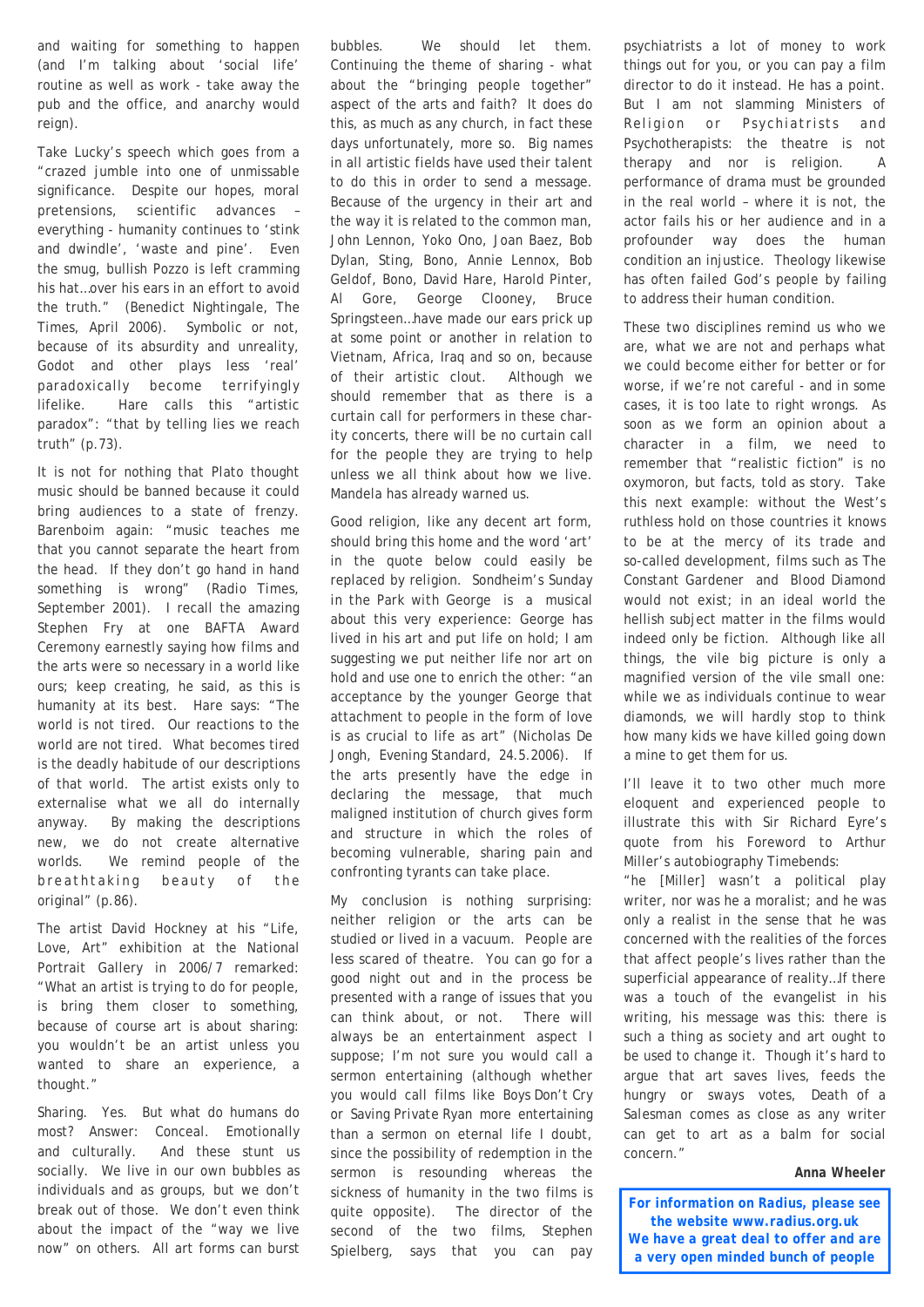and waiting for something to happen (and I'm talking about 'social life' routine as well as work - take away the pub and the office, and anarchy would reign).

Take Lucky's speech which goes from a "crazed jumble into one of unmissable significance. Despite our hopes, moral pretensions, scientific advances – everything - humanity continues to 'stink and dwindle', 'waste and pine'. Even the smug, bullish Pozzo is left cramming his hat…over his ears in an effort to avoid the truth." (Benedict Nightingale, The Times, April 2006). Symbolic or not, because of its absurdity and unreality, Godot and other plays less 'real' paradoxically become terrifyingly lifelike. Hare calls this "artistic paradox": "that by telling lies we reach truth" (p.73).

It is not for nothing that Plato thought music should be banned because it could bring audiences to a state of frenzy. Barenboim again: "music teaches me that you cannot separate the heart from the head. If they don't go hand in hand something is wrong" (Radio Times, September 2001). I recall the amazing Stephen Fry at one BAFTA Award Ceremony earnestly saying how films and the arts were so necessary in a world like ours; keep creating, he said, as this is humanity at its best. Hare says: "The world is not tired. Our reactions to the world are not tired. What becomes tired is the deadly habitude of our descriptions of that world. The artist exists only to externalise what we all do internally anyway. By making the descriptions new, we do not create alternative worlds. We remind people of the breathtaking beauty of the original" (p.86).

The artist David Hockney at his "Life, Love, Art" exhibition at the National Portrait Gallery in 2006/7 remarked: "What an artist is trying to do for people, is bring them closer to something, because of course art is about sharing: you wouldn't be an artist unless you wanted to share an experience, a thought."

Sharing. Yes. But what do humans do most? Answer: Conceal. Emotionally and culturally. And these stunt us socially. We live in our own bubbles as individuals and as groups, but we don't break out of those. We don't even think about the impact of the "way we live now" on others. All art forms can burst bubbles. We should let them. Continuing the theme of sharing - what about the "bringing people together" aspect of the arts and faith? It does do this, as much as any church, in fact these days unfortunately, more so. Big names in all artistic fields have used their talent to do this in order to send a message. Because of the urgency in their art and the way it is related to the common man, John Lennon, Yoko Ono, Joan Baez, Bob Dylan, Sting, Bono, Annie Lennox, Bob Geldof, Bono, David Hare, Harold Pinter, Al Gore, George Clooney, Bruce Springsteen…have made our ears prick up at some point or another in relation to Vietnam, Africa, Iraq and so on, because of their artistic clout. Although we should remember that as there is a curtain call for performers in these charity concerts, there will be no curtain call for the people they are trying to help unless we all think about how we live. Mandela has already warned us.

Good religion, like any decent art form, should bring this home and the word 'art' in the quote below could easily be replaced by religion. Sondheim's Sunday in the Park with George is a musical about this very experience: George has lived in his art and put life on hold; I am suggesting we put neither life nor art on hold and use one to enrich the other: "an acceptance by the younger George that attachment to people in the form of love is as crucial to life as art" (Nicholas De Jongh, Evening Standard, 24.5.2006). If the arts presently have the edge in declaring the message, that much maligned institution of church gives form and structure in which the roles of becoming vulnerable, sharing pain and confronting tyrants can take place.

My conclusion is nothing surprising: neither religion or the arts can be studied or lived in a vacuum. People are less scared of theatre. You can go for a good night out and in the process be presented with a range of issues that you can think about, or not. There will always be an entertainment aspect I suppose; I'm not sure you would call a sermon entertaining (although whether you would call films like *Boys Don't Cry* or *Saving Private Ryan* more entertaining than a sermon on eternal life I doubt, since the possibility of redemption in the sermon is inescapable whereas the sickness of humanity in the two films is quite opposite). The director of the second of the two films, Stephen Spielberg, says that you can pay psychiatrists a lot of money to work things out for you, or you can pay a film director to do it instead. He has a point. But I am not slamming Ministers of Religion or Psychiatrists and Psychotherapists: the theatre is not therapy and nor is religion. A performance of drama must be grounded in the real world – where it is not, the actor fails his or her audience and in a profounder way does the human condition an injustice. Theology likewise has often failed God's people by failing to address their human condition.

These two disciplines remind us who we are, what we are not and perhaps what we could become either for better or for worse, if we're not careful - and in some cases, it is too late to right wrongs. As soon as we form an opinion about a character in a film, we need to remember that "realistic fiction" is no oxymoron, but facts, told as story. Take this next example: without the West's ruthless hold on those countries it knows to be at the mercy of its trade and so-called development, films such as The Constant Gardener and Blood Diamond would not exist; in an ideal world the hellish subject matter in the films would indeed only be fiction. Although like all things, the vile big picture is only a magnified version of the vile small one: while we as individuals continue to wear diamonds, we will hardly stop to think how many kids we have killed going down a mine to get them for us.

I'll leave it to two other much more eloquent and experienced people to illustrate this with Sir Richard Eyre's quote from his Foreword to Arthur Miller's autobiography Timebends:

"he [Miller] wasn't a political play writer, nor was he a moralist; and he was only a realist in the sense that he was concerned with the realities of the forces that affect people's lives rather than the superficial appearance of reality…If there was a touch of the evangelist in his writing, his message was this: there is such a thing as society and art ought to be used to change it. Though it's hard to argue that art saves lives, feeds the hungry or sways votes, Death of a Salesman comes as close as any writer can get to art as a balm for social concern."

**Anna Wheeler**

**For information on Radius, please see the website www.radius.org.uk**
**We have a great deal to offer and are a very open minded bunch of people**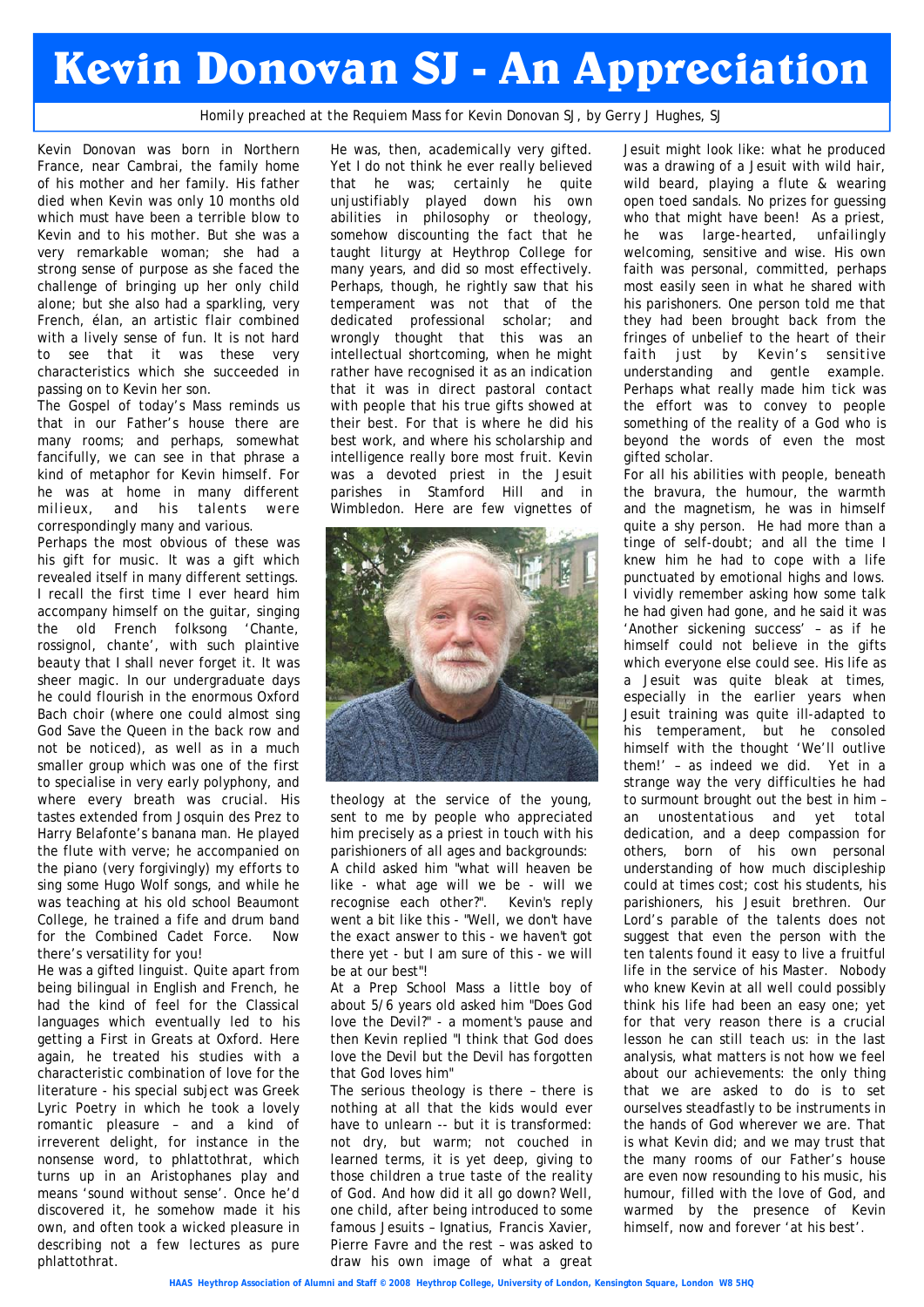# Kevin Donovan SJ - An Appreciation

Homily preached at the Requiem Mass for Kevin Donovan SJ, by Gerry J Hughes, SJ

Kevin Donovan was born in Northern France, near Cambrai, the family home of his mother and her family. His father died when Kevin was only 10 months old which must have been a terrible blow to Kevin and to his mother. But she was a very remarkable woman; she had a strong sense of purpose as she faced the challenge of bringing up her only child alone; but she also had a sparkling, very French, élan, an artistic flair combined with a lively sense of fun. It is not hard to see that it was these very characteristics which she succeeded in passing on to Kevin her son.

The Gospel of today's Mass reminds us that in our Father's house there are many rooms; and perhaps, somewhat fancifully, we can see in that phrase a kind of metaphor for Kevin himself. For he was at home in many different milieux, and his talents were correspondingly many and various.

Perhaps the most obvious of these was his gift for music. It was a gift which revealed itself in many different settings. I recall the first time I ever heard him accompany himself on the guitar, singing the old French folksong 'Chante, rossignol, chante', with such plaintive beauty that I shall never forget it. It was sheer magic. In our undergraduate days he could flourish in the enormous Oxford Bach choir (where one could almost sing God Save the Queen in the back row and not be noticed), as well as in a much smaller group which was one of the first to specialise in very early polyphony, and where every breath was crucial. His tastes extended from Josquin des Prez to Harry Belafonte's banana man. He played the flute with verve; he accompanied on the piano (very forgivingly) my efforts to sing some Hugo Wolf songs, and while he was teaching at his old school Beaumont College, he trained a fife and drum band for the Combined Cadet Force. Now there's versatility for you!

He was a gifted linguist. Quite apart from being bilingual in English and French, he had the kind of feel for the Classical languages which eventually led to his getting a First in Greats at Oxford. Here again, he treated his studies with a characteristic combination of love for the literature - his special subject was Greek Lyric Poetry in which he took a lovely romantic pleasure – and a kind of irreverent delight, for instance in the nonsense word, to phlattothrat, which turns up in an Aristophanes play and means 'sound without sense'. Once he'd discovered it, he somehow made it his own, and often took a wicked pleasure in describing not a few lectures as pure phlattothrat.

He was, then, academically very gifted. Yet I do not think he ever really believed that he was; certainly he quite unjustifiably played down his own abilities in philosophy or theology, somehow discounting the fact that he taught liturgy at Heythrop College for many years, and did so most effectively. Perhaps, though, he rightly saw that his temperament was not that of the dedicated professional scholar; and wrongly thought that this was an intellectual shortcoming, when he might rather have recognised it as an indication that it was in direct pastoral contact with people that his true gifts showed at their best. For that is where he did his best work, and where his scholarship and intelligence really bore most fruit. Kevin was a devoted priest in the Jesuit parishes in Stamford Hill and in Wimbledon. Here are few vignettes of theology at the service of the young, sent to me by people who appreciated him precisely as a priest in touch with his parishioners of all ages and backgrounds:

A child asked him "what will heaven be like - what age will we be - will we recognise each other?". Kevin's reply went a bit like this - "Well, we don't have the exact answer to this - we haven't got there yet - but I am sure of this - we will be at our best"!

At a Prep School Mass a little boy of about 5/6 years old asked him "Does God love the Devil?" - a moment's pause and then Kevin replied "I think that God does love the Devil but the Devil has forgotten that God loves him"

The serious theology is there – there is nothing at all that the kids would ever have to unlearn -- but it is transformed: not dry, but warm; not couched in learned terms, it is yet deep, giving to those children a true taste of the reality of God. And how did it all go down? Well, one child, after being introduced to some famous Jesuits – Ignatius, Francis Xavier, Pierre Favre and the rest – was asked to draw his own image of what a great Jesuit might look like: what he produced was a drawing of a Jesuit with wild hair, wild beard, playing a flute & wearing open toed sandals. No prizes for guessing who that might have been! As a priest, he was large-hearted, unfailingly welcoming, sensitive and wise. His own faith was personal, committed, perhaps most easily seen in what he shared with his parishioners. One person told me that they had been brought back from the fringes of unbelief to the heart of their faith just by Kevin's sensitive understanding and gentle example. Perhaps what really made him tick was the effort was to convey to people something of the reality of a God who is beyond the words of even the most gifted scholar.

For all his abilities with people, beneath the bravura, the humour, the warmth and the magnetism, he was in himself quite a shy person. He had more than a tinge of self-doubt; and all the time I knew him he had to cope with a life punctuated by emotional highs and lows. I vividly remember asking how some talk he had given had gone, and he said it was 'Another sickening success' – as if he himself could not believe in the gifts which everyone else could see. His life as a Jesuit was quite bleak at times, especially in the earlier years when Jesuit training was quite ill-adapted to his temperament, but he consoled himself with the thought 'We'll outlive them!' – as indeed we did. Yet in a strange way the very difficulties he had to surmount brought out the best in him – an unostentatious and yet total dedication, and a deep compassion for others, born of his own personal understanding of how much discipleship could at times cost; cost his students, his parishioners, his Jesuit brethren. Our Lord's parable of the talents does not suggest that even the person with the ten talents found it easy to live a fruitful life in the service of his Master. Nobody who knew Kevin at all well could possibly think his life had been an easy one; yet for that very reason there is a crucial lesson he can still teach us: in the last analysis, what matters is not how we feel about our achievements: the only thing that we are asked to do is to set ourselves steadfastly to be instruments in the hands of God wherever we are. That is what Kevin did; and we may trust that the many rooms of our Father's house are even now resounding to his music, his humour, filled with the love of God, and warmed by the presence of Kevin himself, now and forever 'at his best'.